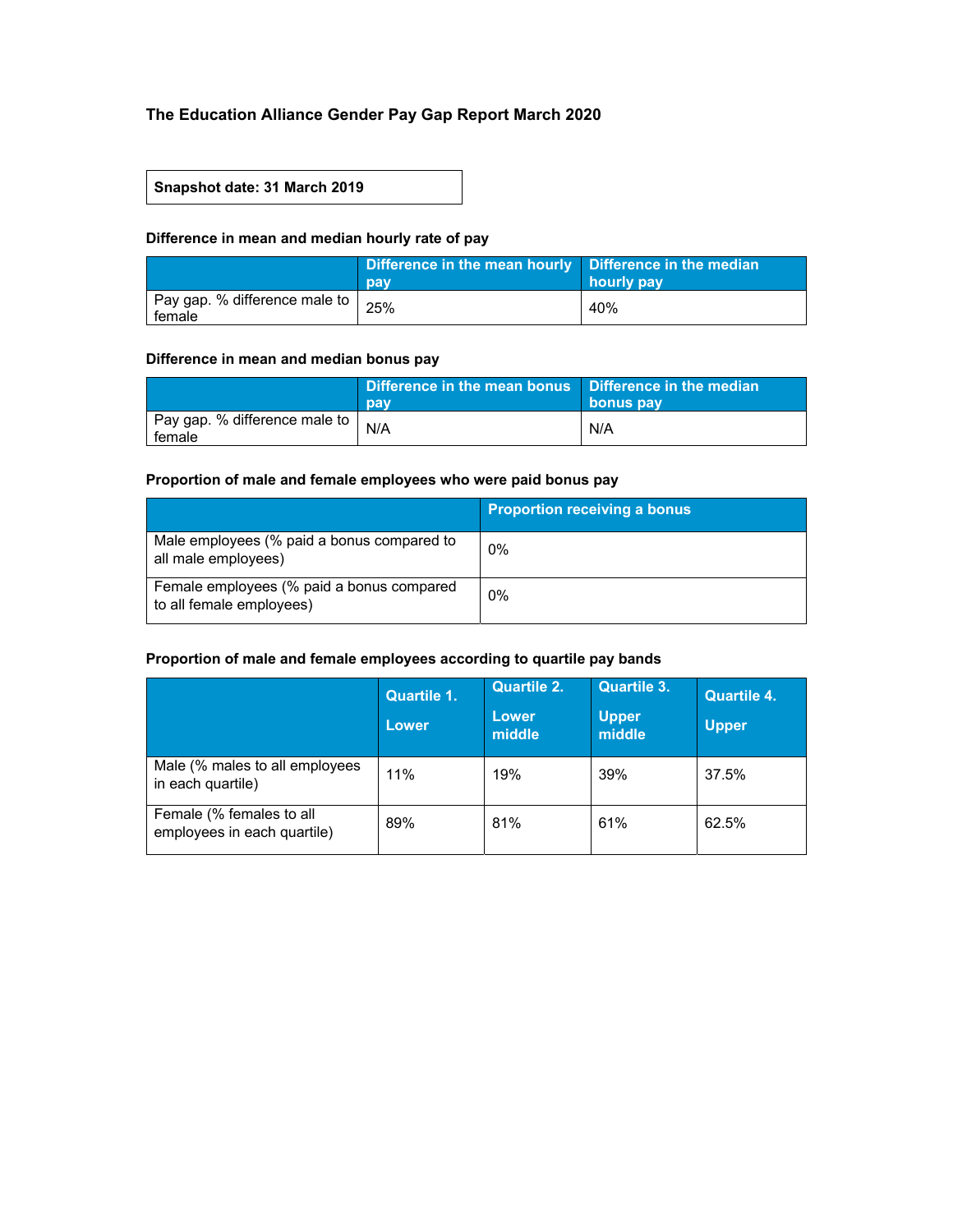# The Education Alliance Gender Pay Gap Report March 2020

| Snapshot date: 31 March 2019 |
|---|

### Difference in mean and median hourly rate of pay

| | Difference in the mean hourly pay | Difference in the median hourly pay |
|---|---|---|
| Pay gap. % difference male to female | 25% | 40% |

### Difference in mean and median bonus pay

| | Difference in the mean bonus pay | Difference in the median bonus pay |
|---|---|---|
| Pay gap. % difference male to female | N/A | N/A |

### Proportion of male and female employees who were paid bonus pay

| | Proportion receiving a bonus |
|---|---|
| Male employees (% paid a bonus compared to all male employees) | 0% |
| Female employees (% paid a bonus compared to all female employees) | 0% |

### Proportion of male and female employees according to quartile pay bands

| | Quartile 1. Lower | Quartile 2. Lower middle | Quartile 3. Upper middle | Quartile 4. Upper |
|---|---|---|---|---|
| Male (% males to all employees in each quartile) | 11% | 19% | 39% | 37.5% |
| Female (% females to all employees in each quartile) | 89% | 81% | 61% | 62.5% |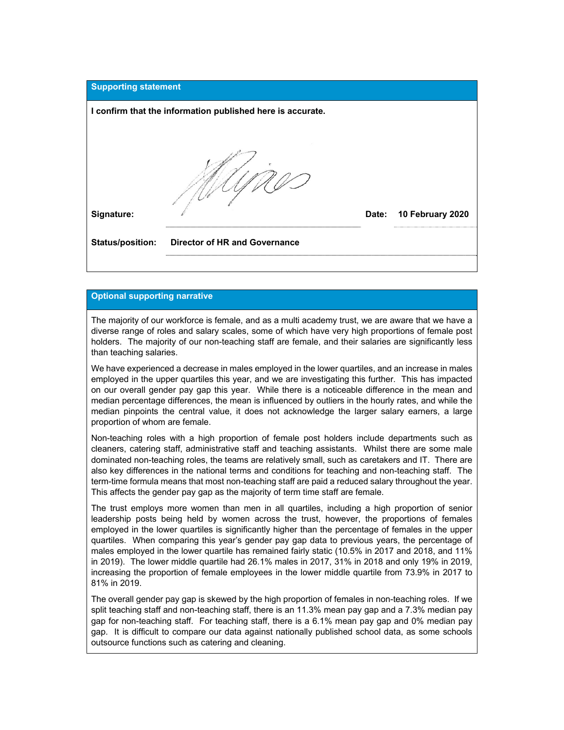## Supporting statement

**I confirm that the information published here is accurate.**

**Signature:** 

**Date:** **10 February 2020**

**Status/position:** **Director of HR and Governance**

## Optional supporting narrative

The majority of our workforce is female, and as a multi academy trust, we are aware that we have a diverse range of roles and salary scales, some of which have very high proportions of female post holders. The majority of our non-teaching staff are female, and their salaries are significantly less than teaching salaries.

We have experienced a decrease in males employed in the lower quartiles, and an increase in males employed in the upper quartiles this year, and we are investigating this further. This has impacted on our overall gender pay gap this year. While there is a noticeable difference in the mean and median percentage differences, the mean is influenced by outliers in the hourly rates, and while the median pinpoints the central value, it does not acknowledge the larger salary earners, a large proportion of whom are female.

Non-teaching roles with a high proportion of female post holders include departments such as cleaners, catering staff, administrative staff and teaching assistants. Whilst there are some male dominated non-teaching roles, the teams are relatively small, such as caretakers and IT. There are also key differences in the national terms and conditions for teaching and non-teaching staff. The term-time formula means that most non-teaching staff are paid a reduced salary throughout the year. This affects the gender pay gap as the majority of term time staff are female.

The trust employs more women than men in all quartiles, including a high proportion of senior leadership posts being held by women across the trust, however, the proportions of females employed in the lower quartiles is significantly higher than the percentage of females in the upper quartiles. When comparing this year's gender pay gap data to previous years, the percentage of males employed in the lower quartile has remained fairly static (10.5% in 2017 and 2018, and 11% in 2019). The lower middle quartile had 26.1% males in 2017, 31% in 2018 and only 19% in 2019, increasing the proportion of female employees in the lower middle quartile from 73.9% in 2017 to 81% in 2019.

The overall gender pay gap is skewed by the high proportion of females in non-teaching roles. If we split teaching staff and non-teaching staff, there is an 11.3% mean pay gap and a 7.3% median pay gap for non-teaching staff. For teaching staff, there is a 6.1% mean pay gap and 0% median pay gap. It is difficult to compare our data against nationally published school data, as some schools outsource functions such as catering and cleaning.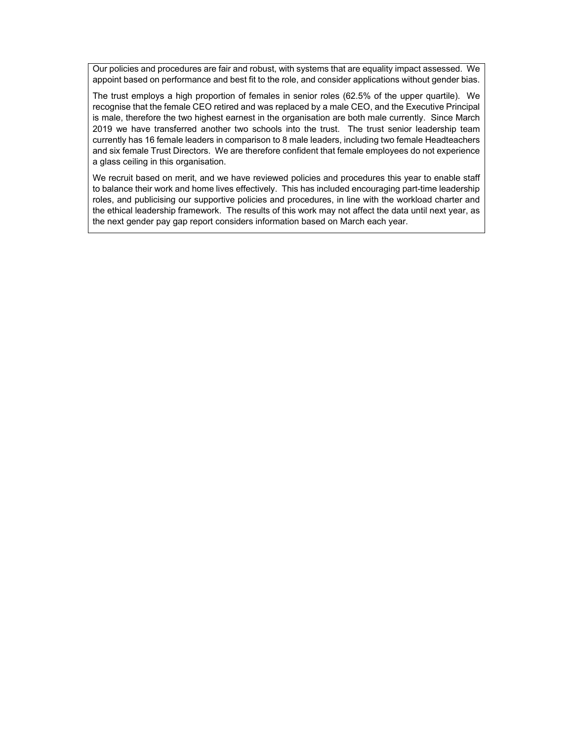Our policies and procedures are fair and robust, with systems that are equality impact assessed. We appoint based on performance and best fit to the role, and consider applications without gender bias.

The trust employs a high proportion of females in senior roles (62.5% of the upper quartile). We recognise that the female CEO retired and was replaced by a male CEO, and the Executive Principal is male, therefore the two highest earnest in the organisation are both male currently. Since March 2019 we have transferred another two schools into the trust. The trust senior leadership team currently has 16 female leaders in comparison to 8 male leaders, including two female Headteachers and six female Trust Directors. We are therefore confident that female employees do not experience a glass ceiling in this organisation.

We recruit based on merit, and we have reviewed policies and procedures this year to enable staff to balance their work and home lives effectively. This has included encouraging part-time leadership roles, and publicising our supportive policies and procedures, in line with the workload charter and the ethical leadership framework. The results of this work may not affect the data until next year, as the next gender pay gap report considers information based on March each year.